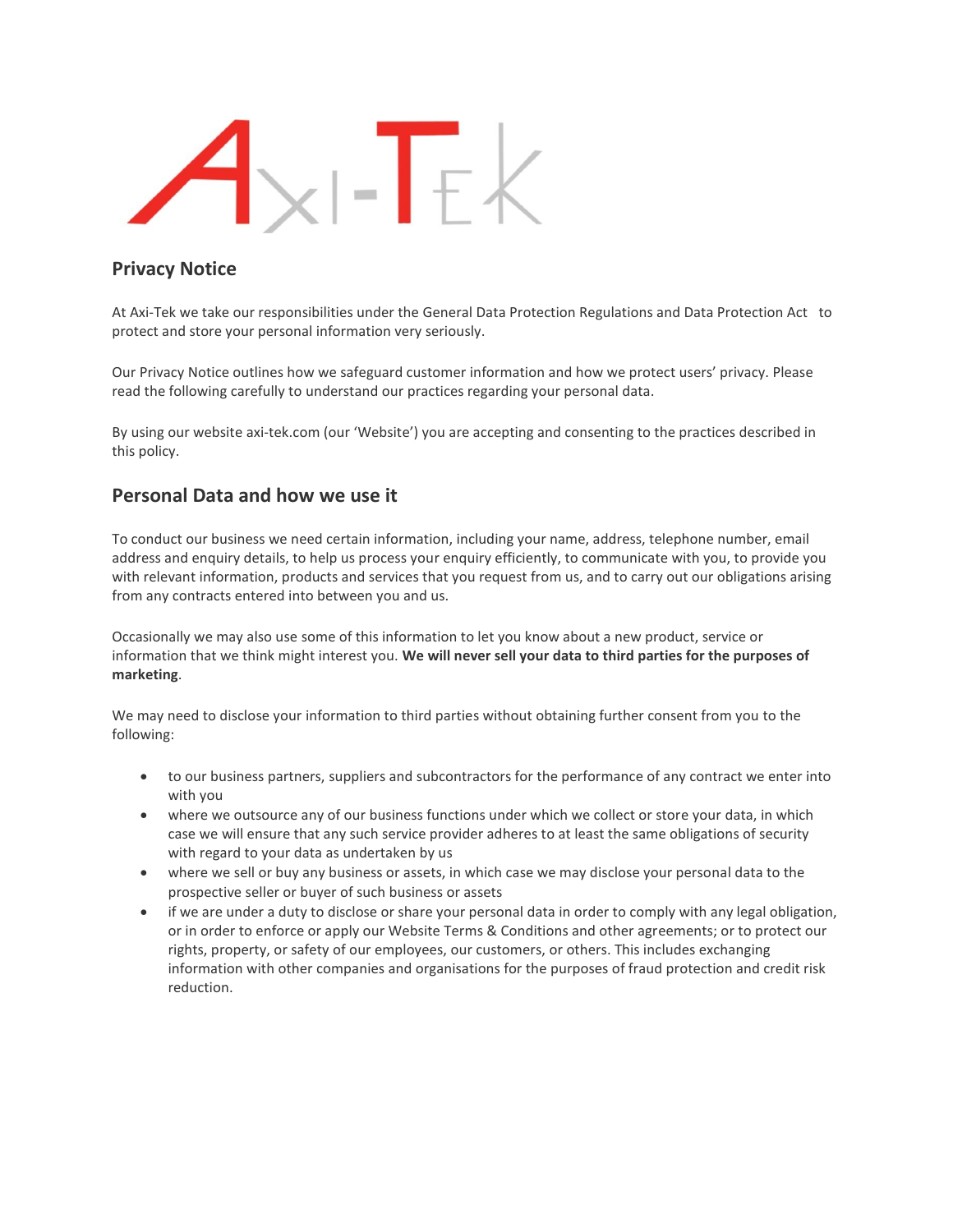# Privacy Notice

At Axi-Tek we take our responsibilities under the General Data Protection Regulations and Data Protection Act to protect and store your personal information very seriously.

Our Privacy Notice outlines how we safeguard customer information and how we protect users' privacy. Please read the following carefully to understand our practices regarding your personal data.

By using our website axi-tek.com (our 'Website') you are accepting and consenting to the practices described in this policy.

## Personal Data and how we use it

To conduct our business we need certain information, including your name, address, telephone number, email address and enquiry details, to help us process your enquiry efficiently, to communicate with you, to provide you with relevant information, products and services that you request from us, and to carry out our obligations arising from any contracts entered into between you and us.

Occasionally we may also use some of this information to let you know about a new product, service or information that we think might interest you. **We will never sell your data to third parties for the purposes of marketing**.

We may need to disclose your information to third parties without obtaining further consent from you to the following:

- to our business partners, suppliers and subcontractors for the performance of any contract we enter into with you
- where we outsource any of our business functions under which we collect or store your data, in which case we will ensure that any such service provider adheres to at least the same obligations of security with regard to your data as undertaken by us
- where we sell or buy any business or assets, in which case we may disclose your personal data to the prospective seller or buyer of such business or assets
- if we are under a duty to disclose or share your personal data in order to comply with any legal obligation, or in order to enforce or apply our Website Terms & Conditions and other agreements; or to protect our rights, property, or safety of our employees, our customers, or others. This includes exchanging information with other companies and organisations for the purposes of fraud protection and credit risk reduction.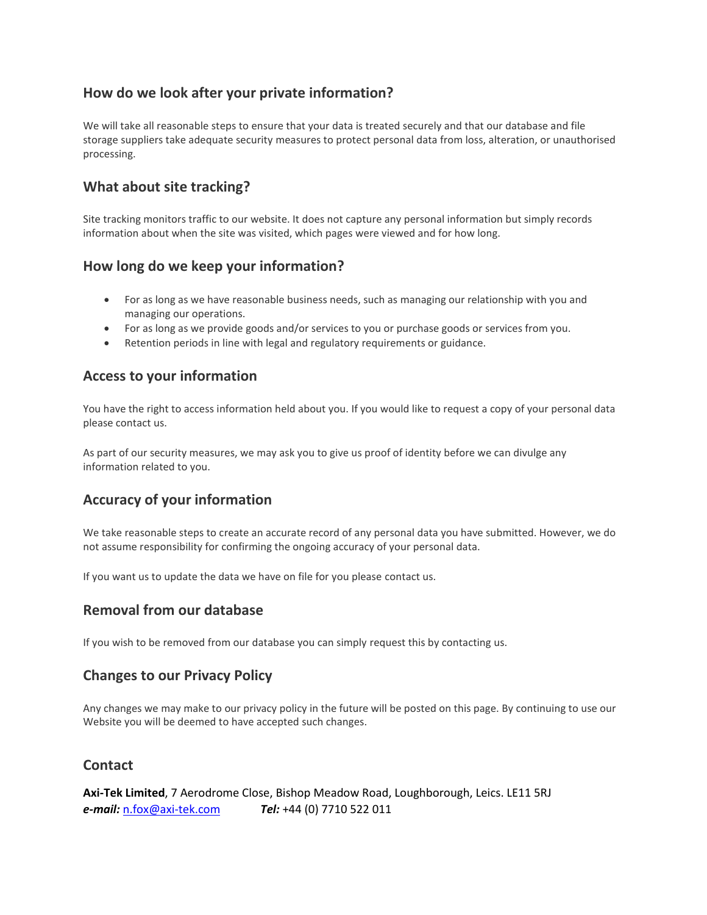## How do we look after your private information?

We will take all reasonable steps to ensure that your data is treated securely and that our database and file storage suppliers take adequate security measures to protect personal data from loss, alteration, or unauthorised processing.

## What about site tracking?

Site tracking monitors traffic to our website. It does not capture any personal information but simply records information about when the site was visited, which pages were viewed and for how long.

## How long do we keep your information?

- For as long as we have reasonable business needs, such as managing our relationship with you and managing our operations.
- For as long as we provide goods and/or services to you or purchase goods or services from you.
- Retention periods in line with legal and regulatory requirements or guidance.

## Access to your information

You have the right to access information held about you. If you would like to request a copy of your personal data please contact us.

As part of our security measures, we may ask you to give us proof of identity before we can divulge any information related to you.

## Accuracy of your information

We take reasonable steps to create an accurate record of any personal data you have submitted. However, we do not assume responsibility for confirming the ongoing accuracy of your personal data.

If you want us to update the data we have on file for you please contact us.

## Removal from our database

If you wish to be removed from our database you can simply request this by contacting us.

## Changes to our Privacy Policy

Any changes we may make to our privacy policy in the future will be posted on this page. By continuing to use our Website you will be deemed to have accepted such changes.

## Contact

**Axi-Tek Limited**, 7 Aerodrome Close, Bishop Meadow Road, Loughborough, Leics. LE11 5RJ
***e-mail:*** n.fox@axi-tek.com ***Tel:*** +44 (0) 7710 522 011